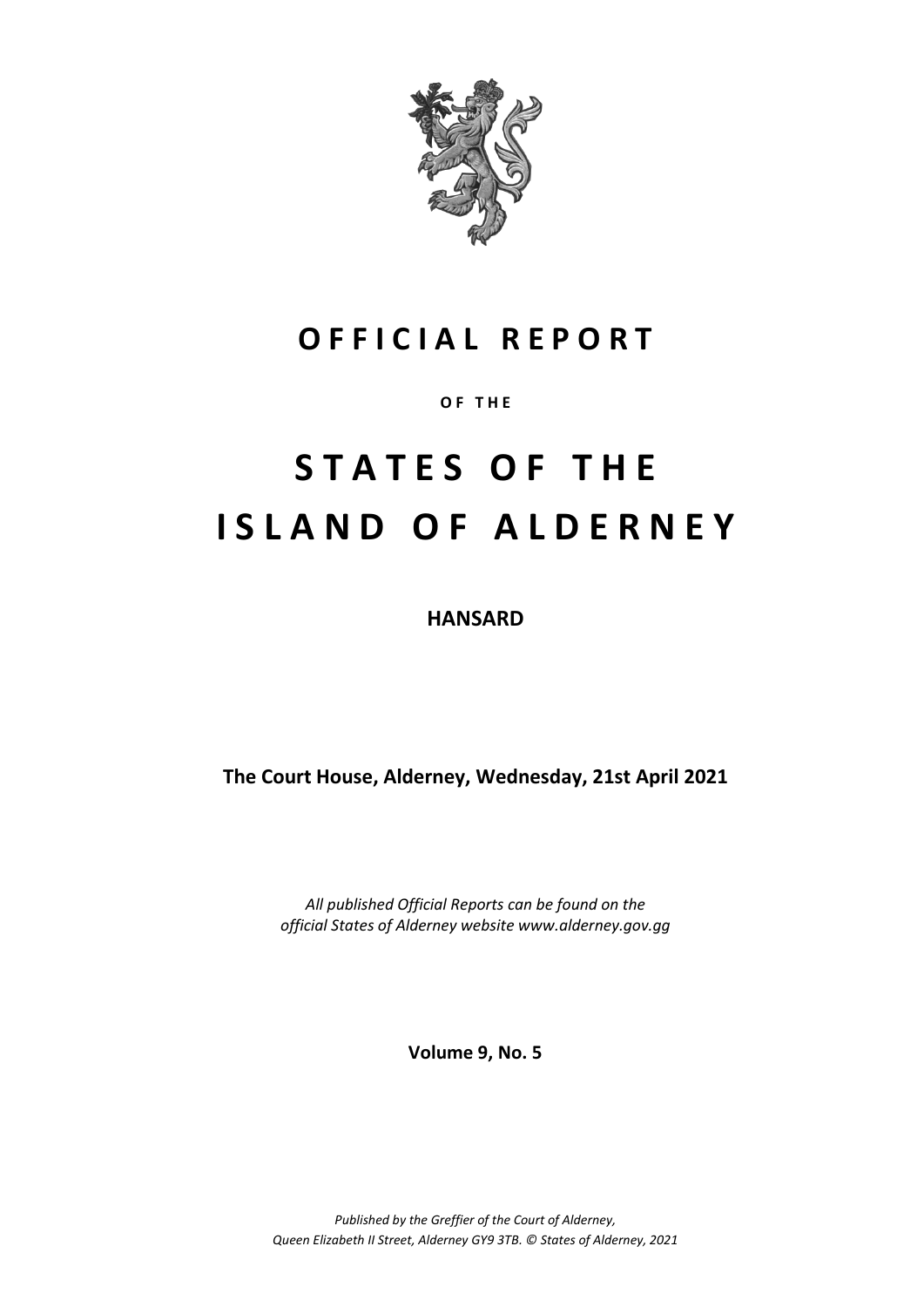# OFFICIAL REPORT

**OF THE**

# STATES OF THE ISLAND OF ALDERNEY

**HANSARD**

**The Court House, Alderney, Wednesday, 21st April 2021**

*All published Official Reports can be found on the official States of Alderney website www.alderney.gov.gg*

**Volume 9, No. 5**

*Published by the Greffier of the Court of Alderney, Queen Elizabeth II Street, Alderney GY9 3TB. © States of Alderney, 2021*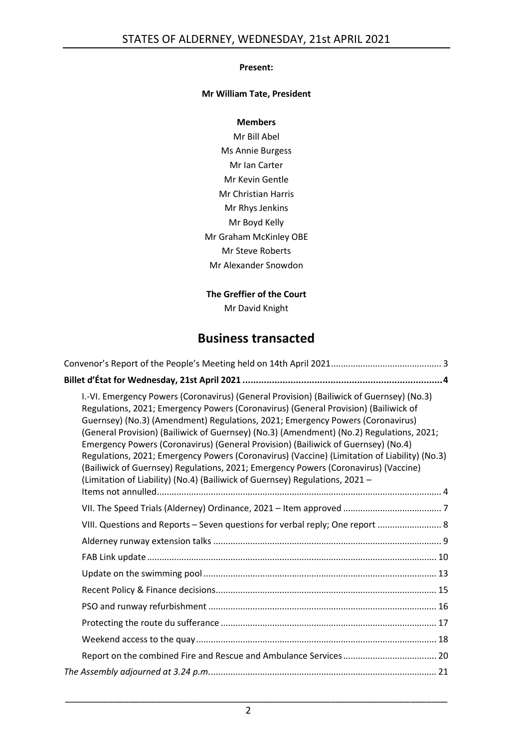**Present:**

**Mr William Tate, President**

**Members**

Mr Bill Abel
Ms Annie Burgess
Mr Ian Carter
Mr Kevin Gentle
Mr Christian Harris
Mr Rhys Jenkins
Mr Boyd Kelly
Mr Graham McKinley OBE
Mr Steve Roberts
Mr Alexander Snowdon

**The Greffier of the Court**

Mr David Knight

# Business transacted

Convenor's Report of the People's Meeting held on 14th April 2021 .......... 3

**Billet d'État for Wednesday, 21st April 2021 .......... 4**

I.-VI. Emergency Powers (Coronavirus) (General Provision) (Bailiwick of Guernsey) (No.3) Regulations, 2021; Emergency Powers (Coronavirus) (General Provision) (Bailiwick of Guernsey) (No.3) (Amendment) Regulations, 2021; Emergency Powers (Coronavirus) (General Provision) (Bailiwick of Guernsey) (No.3) (Amendment) (No.2) Regulations, 2021; Emergency Powers (Coronavirus) (General Provision) (Bailiwick of Guernsey) (No.4) Regulations, 2021; Emergency Powers (Coronavirus) (Vaccine) (Limitation of Liability) (No.3) (Bailiwick of Guernsey) Regulations, 2021; Emergency Powers (Coronavirus) (Vaccine) (Limitation of Liability) (No.4) (Bailiwick of Guernsey) Regulations, 2021 – Items not annulled .......... 4

VII. The Speed Trials (Alderney) Ordinance, 2021 – Item approved .......... 7

VIII. Questions and Reports – Seven questions for verbal reply; One report .......... 8

Alderney runway extension talks .......... 9

FAB Link update .......... 10

Update on the swimming pool .......... 13

Recent Policy & Finance decisions .......... 15

PSO and runway refurbishment .......... 16

Protecting the route du sufferance .......... 17

Weekend access to the quay .......... 18

Report on the combined Fire and Rescue and Ambulance Services .......... 20

*The Assembly adjourned at 3.24 p.m.* .......... 21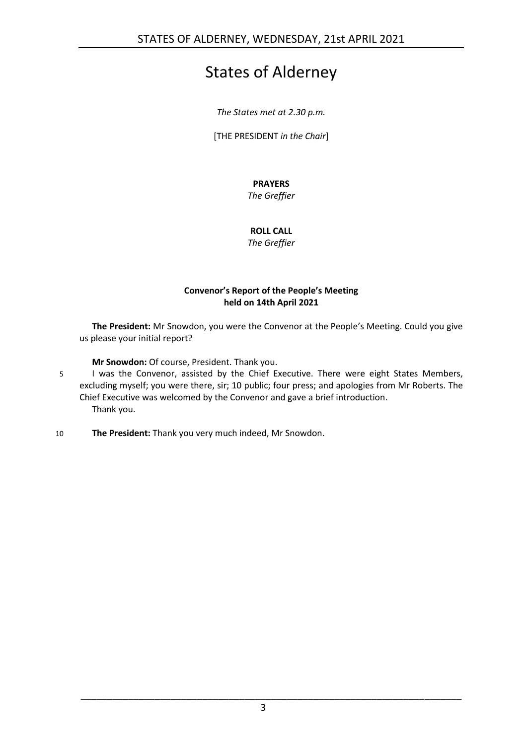# States of Alderney

*The States met at 2.30 p.m.*

[THE PRESIDENT *in the Chair*]

**PRAYERS**
*The Greffier*

**ROLL CALL**
*The Greffier*

**Convenor's Report of the People's Meeting held on 14th April 2021**

**The President:** Mr Snowdon, you were the Convenor at the People's Meeting. Could you give us please your initial report?

**Mr Snowdon:** Of course, President. Thank you.

5 I was the Convenor, assisted by the Chief Executive. There were eight States Members, excluding myself; you were there, sir; 10 public; four press; and apologies from Mr Roberts. The Chief Executive was welcomed by the Convenor and gave a brief introduction.

Thank you.

10 **The President:** Thank you very much indeed, Mr Snowdon.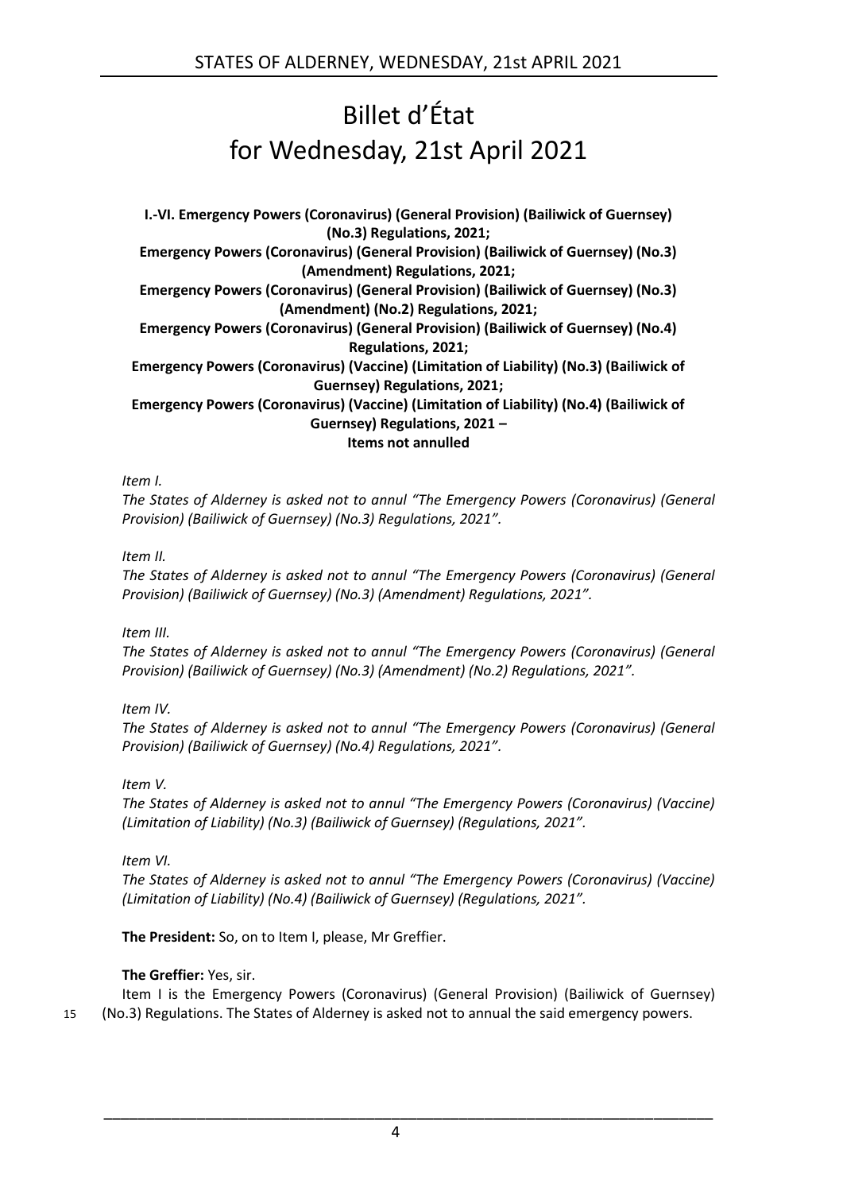# Billet d'État for Wednesday, 21st April 2021

**I.-VI. Emergency Powers (Coronavirus) (General Provision) (Bailiwick of Guernsey) (No.3) Regulations, 2021;**
**Emergency Powers (Coronavirus) (General Provision) (Bailiwick of Guernsey) (No.3) (Amendment) Regulations, 2021;**
**Emergency Powers (Coronavirus) (General Provision) (Bailiwick of Guernsey) (No.3) (Amendment) (No.2) Regulations, 2021;**
**Emergency Powers (Coronavirus) (General Provision) (Bailiwick of Guernsey) (No.4) Regulations, 2021;**
**Emergency Powers (Coronavirus) (Vaccine) (Limitation of Liability) (No.3) (Bailiwick of Guernsey) Regulations, 2021;**
**Emergency Powers (Coronavirus) (Vaccine) (Limitation of Liability) (No.4) (Bailiwick of Guernsey) Regulations, 2021 –**
**Items not annulled**

*Item I.*
*The States of Alderney is asked not to annul "The Emergency Powers (Coronavirus) (General Provision) (Bailiwick of Guernsey) (No.3) Regulations, 2021".*

*Item II.*
*The States of Alderney is asked not to annul "The Emergency Powers (Coronavirus) (General Provision) (Bailiwick of Guernsey) (No.3) (Amendment) Regulations, 2021".*

*Item III.*
*The States of Alderney is asked not to annul "The Emergency Powers (Coronavirus) (General Provision) (Bailiwick of Guernsey) (No.3) (Amendment) (No.2) Regulations, 2021".*

*Item IV.*
*The States of Alderney is asked not to annul "The Emergency Powers (Coronavirus) (General Provision) (Bailiwick of Guernsey) (No.4) Regulations, 2021".*

*Item V.*
*The States of Alderney is asked not to annul "The Emergency Powers (Coronavirus) (Vaccine) (Limitation of Liability) (No.3) (Bailiwick of Guernsey) (Regulations, 2021".*

*Item VI.*
*The States of Alderney is asked not to annul "The Emergency Powers (Coronavirus) (Vaccine) (Limitation of Liability) (No.4) (Bailiwick of Guernsey) (Regulations, 2021".*

**The President:** So, on to Item I, please, Mr Greffier.

**The Greffier:** Yes, sir.

Item I is the Emergency Powers (Coronavirus) (General Provision) (Bailiwick of Guernsey) (No.3) Regulations. The States of Alderney is asked not to annual the said emergency powers.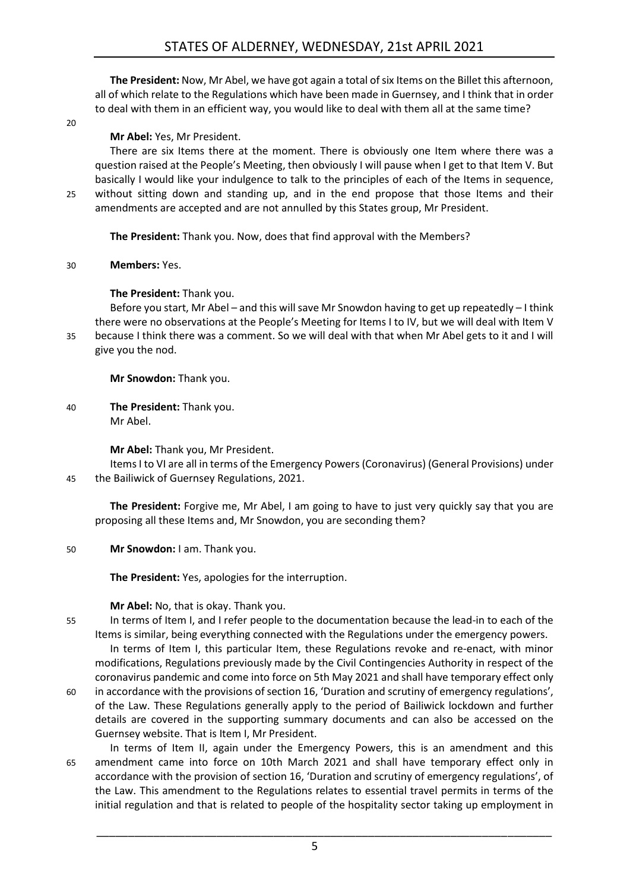**The President:** Now, Mr Abel, we have got again a total of six Items on the Billet this afternoon, all of which relate to the Regulations which have been made in Guernsey, and I think that in order to deal with them in an efficient way, you would like to deal with them all at the same time?

**Mr Abel:** Yes, Mr President.

There are six Items there at the moment. There is obviously one Item where there was a question raised at the People's Meeting, then obviously I will pause when I get to that Item V. But basically I would like your indulgence to talk to the principles of each of the Items in sequence, without sitting down and standing up, and in the end propose that those Items and their amendments are accepted and are not annulled by this States group, Mr President.

**The President:** Thank you. Now, does that find approval with the Members?

**Members:** Yes.

**The President:** Thank you.

Before you start, Mr Abel – and this will save Mr Snowdon having to get up repeatedly – I think there were no observations at the People's Meeting for Items I to IV, but we will deal with Item V because I think there was a comment. So we will deal with that when Mr Abel gets to it and I will give you the nod.

**Mr Snowdon:** Thank you.

**The President:** Thank you.
Mr Abel.

**Mr Abel:** Thank you, Mr President.

Items I to VI are all in terms of the Emergency Powers (Coronavirus) (General Provisions) under the Bailiwick of Guernsey Regulations, 2021.

**The President:** Forgive me, Mr Abel, I am going to have to just very quickly say that you are proposing all these Items and, Mr Snowdon, you are seconding them?

**Mr Snowdon:** I am. Thank you.

**The President:** Yes, apologies for the interruption.

**Mr Abel:** No, that is okay. Thank you.

In terms of Item I, and I refer people to the documentation because the lead-in to each of the Items is similar, being everything connected with the Regulations under the emergency powers.

In terms of Item I, this particular Item, these Regulations revoke and re-enact, with minor modifications, Regulations previously made by the Civil Contingencies Authority in respect of the coronavirus pandemic and come into force on 5th May 2021 and shall have temporary effect only in accordance with the provisions of section 16, 'Duration and scrutiny of emergency regulations', of the Law. These Regulations generally apply to the period of Bailiwick lockdown and further details are covered in the supporting summary documents and can also be accessed on the Guernsey website. That is Item I, Mr President.

In terms of Item II, again under the Emergency Powers, this is an amendment and this amendment came into force on 10th March 2021 and shall have temporary effect only in accordance with the provision of section 16, 'Duration and scrutiny of emergency regulations', of the Law. This amendment to the Regulations relates to essential travel permits in terms of the initial regulation and that is related to people of the hospitality sector taking up employment in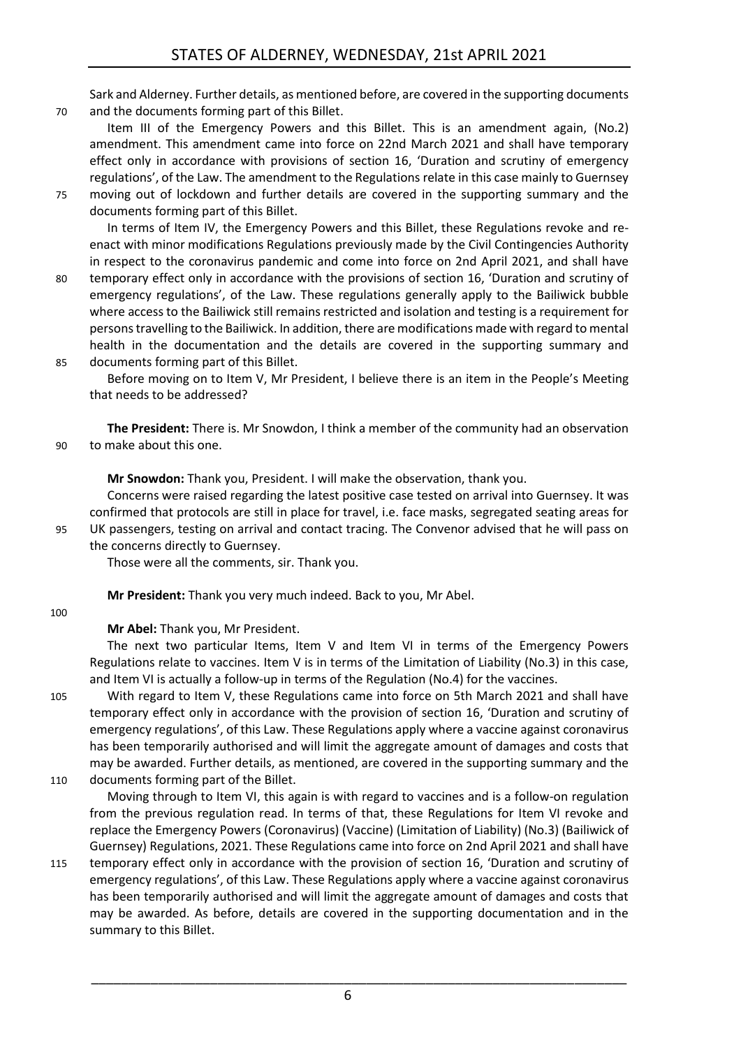Sark and Alderney. Further details, as mentioned before, are covered in the supporting documents and the documents forming part of this Billet.

Item III of the Emergency Powers and this Billet. This is an amendment again, (No.2) amendment. This amendment came into force on 22nd March 2021 and shall have temporary effect only in accordance with provisions of section 16, 'Duration and scrutiny of emergency regulations', of the Law. The amendment to the Regulations relate in this case mainly to Guernsey moving out of lockdown and further details are covered in the supporting summary and the documents forming part of this Billet.

In terms of Item IV, the Emergency Powers and this Billet, these Regulations revoke and re-enact with minor modifications Regulations previously made by the Civil Contingencies Authority in respect to the coronavirus pandemic and come into force on 2nd April 2021, and shall have temporary effect only in accordance with the provisions of section 16, 'Duration and scrutiny of emergency regulations', of the Law. These regulations generally apply to the Bailiwick bubble where access to the Bailiwick still remains restricted and isolation and testing is a requirement for persons travelling to the Bailiwick. In addition, there are modifications made with regard to mental health in the documentation and the details are covered in the supporting summary and documents forming part of this Billet.

Before moving on to Item V, Mr President, I believe there is an item in the People's Meeting that needs to be addressed?

**The President:** There is. Mr Snowdon, I think a member of the community had an observation to make about this one.

**Mr Snowdon:** Thank you, President. I will make the observation, thank you.

Concerns were raised regarding the latest positive case tested on arrival into Guernsey. It was confirmed that protocols are still in place for travel, i.e. face masks, segregated seating areas for UK passengers, testing on arrival and contact tracing. The Convenor advised that he will pass on the concerns directly to Guernsey.

Those were all the comments, sir. Thank you.

**Mr President:** Thank you very much indeed. Back to you, Mr Abel.

**Mr Abel:** Thank you, Mr President.

The next two particular Items, Item V and Item VI in terms of the Emergency Powers Regulations relate to vaccines. Item V is in terms of the Limitation of Liability (No.3) in this case, and Item VI is actually a follow-up in terms of the Regulation (No.4) for the vaccines.

With regard to Item V, these Regulations came into force on 5th March 2021 and shall have temporary effect only in accordance with the provision of section 16, 'Duration and scrutiny of emergency regulations', of this Law. These Regulations apply where a vaccine against coronavirus has been temporarily authorised and will limit the aggregate amount of damages and costs that may be awarded. Further details, as mentioned, are covered in the supporting summary and the documents forming part of the Billet.

Moving through to Item VI, this again is with regard to vaccines and is a follow-on regulation from the previous regulation read. In terms of that, these Regulations for Item VI revoke and replace the Emergency Powers (Coronavirus) (Vaccine) (Limitation of Liability) (No.3) (Bailiwick of Guernsey) Regulations, 2021. These Regulations came into force on 2nd April 2021 and shall have temporary effect only in accordance with the provision of section 16, 'Duration and scrutiny of emergency regulations', of this Law. These Regulations apply where a vaccine against coronavirus has been temporarily authorised and will limit the aggregate amount of damages and costs that may be awarded. As before, details are covered in the supporting documentation and in the summary to this Billet.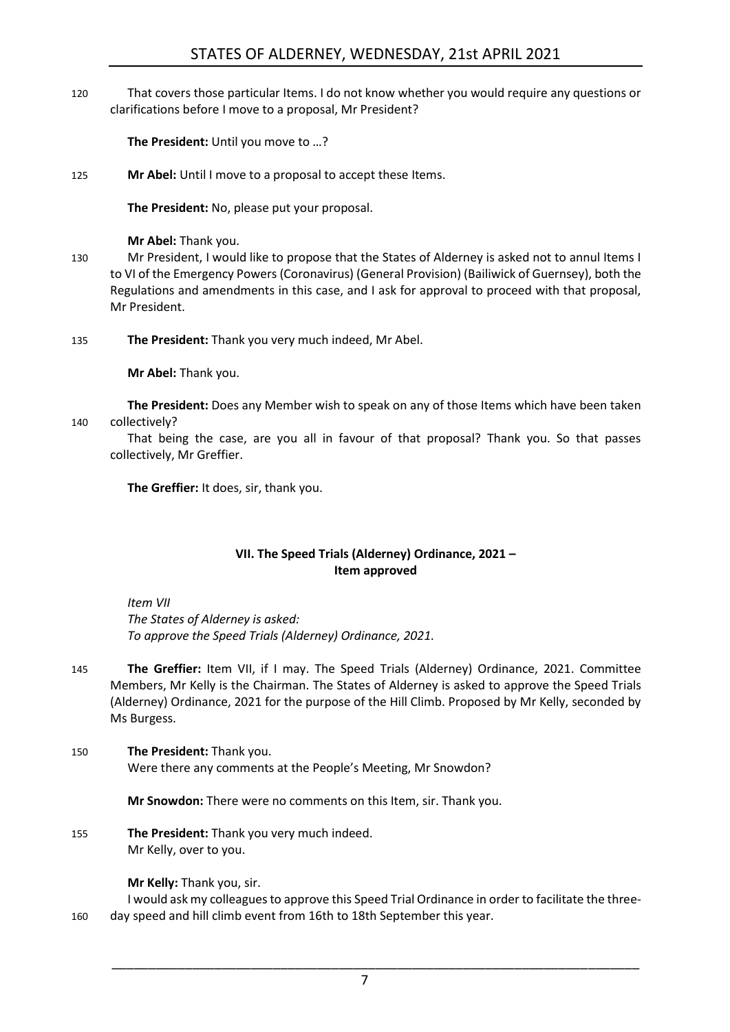That covers those particular Items. I do not know whether you would require any questions or clarifications before I move to a proposal, Mr President?

**The President:** Until you move to …?

**Mr Abel:** Until I move to a proposal to accept these Items.

**The President:** No, please put your proposal.

**Mr Abel:** Thank you.

Mr President, I would like to propose that the States of Alderney is asked not to annul Items I to VI of the Emergency Powers (Coronavirus) (General Provision) (Bailiwick of Guernsey), both the Regulations and amendments in this case, and I ask for approval to proceed with that proposal, Mr President.

**The President:** Thank you very much indeed, Mr Abel.

**Mr Abel:** Thank you.

**The President:** Does any Member wish to speak on any of those Items which have been taken collectively?

That being the case, are you all in favour of that proposal? Thank you. So that passes collectively, Mr Greffier.

**The Greffier:** It does, sir, thank you.

## VII. The Speed Trials (Alderney) Ordinance, 2021 – Item approved

*Item VII*
*The States of Alderney is asked:*
*To approve the Speed Trials (Alderney) Ordinance, 2021.*

**The Greffier:** Item VII, if I may. The Speed Trials (Alderney) Ordinance, 2021. Committee Members, Mr Kelly is the Chairman. The States of Alderney is asked to approve the Speed Trials (Alderney) Ordinance, 2021 for the purpose of the Hill Climb. Proposed by Mr Kelly, seconded by Ms Burgess.

**The President:** Thank you.

Were there any comments at the People's Meeting, Mr Snowdon?

**Mr Snowdon:** There were no comments on this Item, sir. Thank you.

**The President:** Thank you very much indeed.

Mr Kelly, over to you.

**Mr Kelly:** Thank you, sir.

I would ask my colleagues to approve this Speed Trial Ordinance in order to facilitate the three-day speed and hill climb event from 16th to 18th September this year.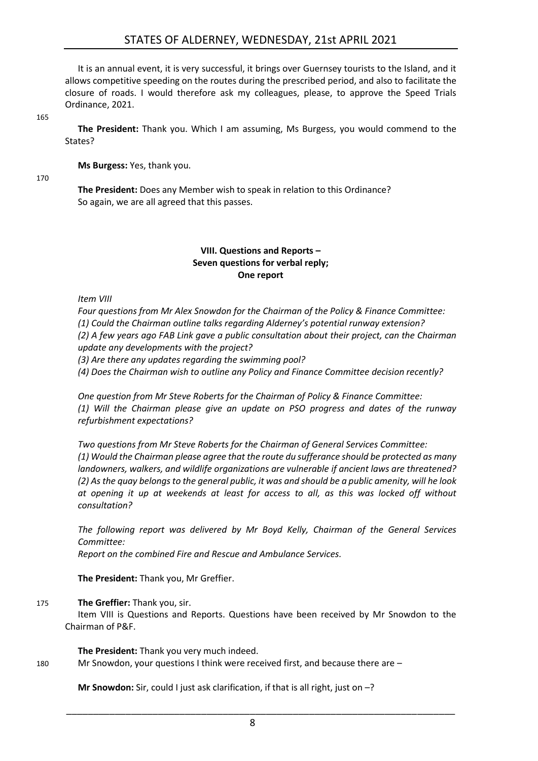It is an annual event, it is very successful, it brings over Guernsey tourists to the Island, and it allows competitive speeding on the routes during the prescribed period, and also to facilitate the closure of roads. I would therefore ask my colleagues, please, to approve the Speed Trials Ordinance, 2021.

**The President:** Thank you. Which I am assuming, Ms Burgess, you would commend to the States?

**Ms Burgess:** Yes, thank you.

**The President:** Does any Member wish to speak in relation to this Ordinance?
So again, we are all agreed that this passes.

## VIII. Questions and Reports – Seven questions for verbal reply; One report

*Item VIII*

*Four questions from Mr Alex Snowdon for the Chairman of the Policy & Finance Committee:*
*(1) Could the Chairman outline talks regarding Alderney's potential runway extension?*
*(2) A few years ago FAB Link gave a public consultation about their project, can the Chairman update any developments with the project?*
*(3) Are there any updates regarding the swimming pool?*
*(4) Does the Chairman wish to outline any Policy and Finance Committee decision recently?*

*One question from Mr Steve Roberts for the Chairman of Policy & Finance Committee:*
*(1) Will the Chairman please give an update on PSO progress and dates of the runway refurbishment expectations?*

*Two questions from Mr Steve Roberts for the Chairman of General Services Committee:*
*(1) Would the Chairman please agree that the route du sufferance should be protected as many landowners, walkers, and wildlife organizations are vulnerable if ancient laws are threatened?*
*(2) As the quay belongs to the general public, it was and should be a public amenity, will he look at opening it up at weekends at least for access to all, as this was locked off without consultation?*

*The following report was delivered by Mr Boyd Kelly, Chairman of the General Services Committee:*
*Report on the combined Fire and Rescue and Ambulance Services.*

**The President:** Thank you, Mr Greffier.

**The Greffier:** Thank you, sir.
Item VIII is Questions and Reports. Questions have been received by Mr Snowdon to the Chairman of P&F.

**The President:** Thank you very much indeed.
Mr Snowdon, your questions I think were received first, and because there are –

**Mr Snowdon:** Sir, could I just ask clarification, if that is all right, just on –?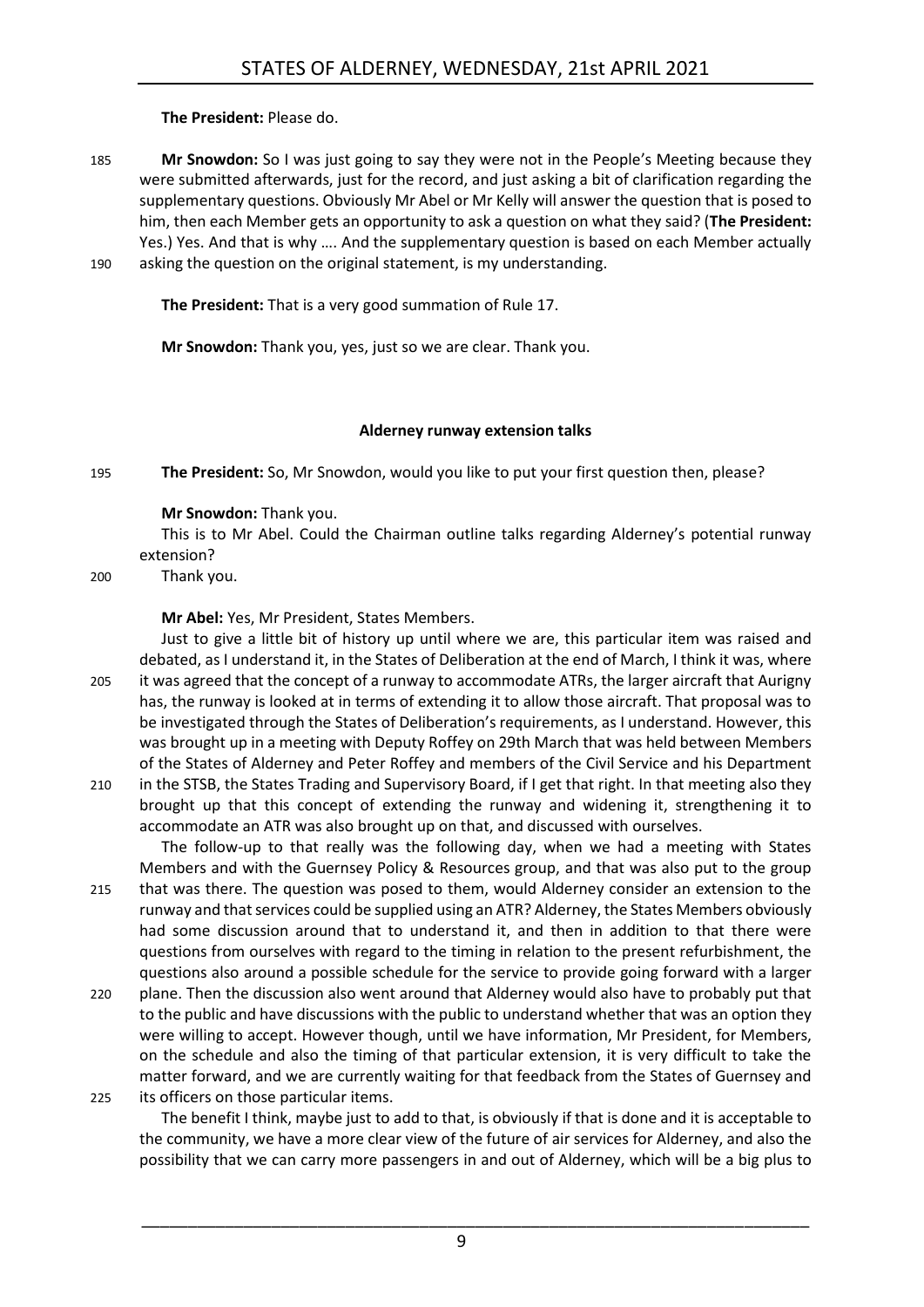**The President:** Please do.

**Mr Snowdon:** So I was just going to say they were not in the People's Meeting because they were submitted afterwards, just for the record, and just asking a bit of clarification regarding the supplementary questions. Obviously Mr Abel or Mr Kelly will answer the question that is posed to him, then each Member gets an opportunity to ask a question on what they said? (**The President:** Yes.) Yes. And that is why …. And the supplementary question is based on each Member actually asking the question on the original statement, is my understanding.

**The President:** That is a very good summation of Rule 17.

**Mr Snowdon:** Thank you, yes, just so we are clear. Thank you.

### Alderney runway extension talks

**The President:** So, Mr Snowdon, would you like to put your first question then, please?

**Mr Snowdon:** Thank you.

This is to Mr Abel. Could the Chairman outline talks regarding Alderney's potential runway extension?

Thank you.

**Mr Abel:** Yes, Mr President, States Members.

Just to give a little bit of history up until where we are, this particular item was raised and debated, as I understand it, in the States of Deliberation at the end of March, I think it was, where it was agreed that the concept of a runway to accommodate ATRs, the larger aircraft that Aurigny has, the runway is looked at in terms of extending it to allow those aircraft. That proposal was to be investigated through the States of Deliberation's requirements, as I understand. However, this was brought up in a meeting with Deputy Roffey on 29th March that was held between Members of the States of Alderney and Peter Roffey and members of the Civil Service and his Department in the STSB, the States Trading and Supervisory Board, if I get that right. In that meeting also they brought up that this concept of extending the runway and widening it, strengthening it to accommodate an ATR was also brought up on that, and discussed with ourselves.

The follow-up to that really was the following day, when we had a meeting with States Members and with the Guernsey Policy & Resources group, and that was also put to the group that was there. The question was posed to them, would Alderney consider an extension to the runway and that services could be supplied using an ATR? Alderney, the States Members obviously had some discussion around that to understand it, and then in addition to that there were questions from ourselves with regard to the timing in relation to the present refurbishment, the questions also around a possible schedule for the service to provide going forward with a larger plane. Then the discussion also went around that Alderney would also have to probably put that to the public and have discussions with the public to understand whether that was an option they were willing to accept. However though, until we have information, Mr President, for Members, on the schedule and also the timing of that particular extension, it is very difficult to take the matter forward, and we are currently waiting for that feedback from the States of Guernsey and its officers on those particular items.

The benefit I think, maybe just to add to that, is obviously if that is done and it is acceptable to the community, we have a more clear view of the future of air services for Alderney, and also the possibility that we can carry more passengers in and out of Alderney, which will be a big plus to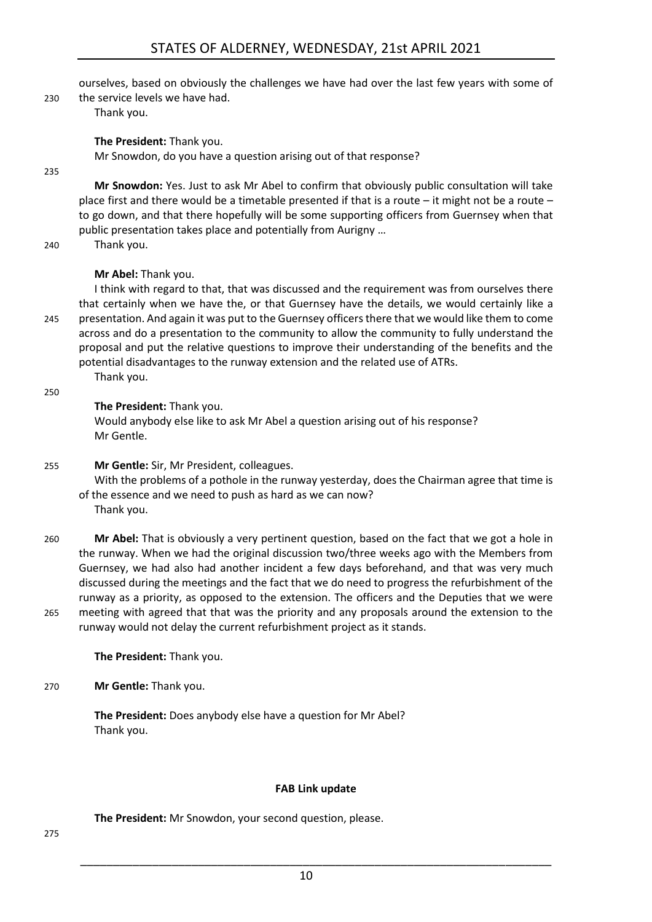ourselves, based on obviously the challenges we have had over the last few years with some of the service levels we have had.

Thank you.

**The President:** Thank you.

Mr Snowdon, do you have a question arising out of that response?

**Mr Snowdon:** Yes. Just to ask Mr Abel to confirm that obviously public consultation will take place first and there would be a timetable presented if that is a route – it might not be a route – to go down, and that there hopefully will be some supporting officers from Guernsey when that public presentation takes place and potentially from Aurigny …

Thank you.

**Mr Abel:** Thank you.

I think with regard to that, that was discussed and the requirement was from ourselves there that certainly when we have the, or that Guernsey have the details, we would certainly like a presentation. And again it was put to the Guernsey officers there that we would like them to come across and do a presentation to the community to allow the community to fully understand the proposal and put the relative questions to improve their understanding of the benefits and the potential disadvantages to the runway extension and the related use of ATRs.

Thank you.

**The President:** Thank you.

Would anybody else like to ask Mr Abel a question arising out of his response?

Mr Gentle.

**Mr Gentle:** Sir, Mr President, colleagues.

With the problems of a pothole in the runway yesterday, does the Chairman agree that time is of the essence and we need to push as hard as we can now?

Thank you.

**Mr Abel:** That is obviously a very pertinent question, based on the fact that we got a hole in the runway. When we had the original discussion two/three weeks ago with the Members from Guernsey, we had also had another incident a few days beforehand, and that was very much discussed during the meetings and the fact that we do need to progress the refurbishment of the runway as a priority, as opposed to the extension. The officers and the Deputies that we were meeting with agreed that that was the priority and any proposals around the extension to the runway would not delay the current refurbishment project as it stands.

**The President:** Thank you.

**Mr Gentle:** Thank you.

**The President:** Does anybody else have a question for Mr Abel?

Thank you.

## FAB Link update

**The President:** Mr Snowdon, your second question, please.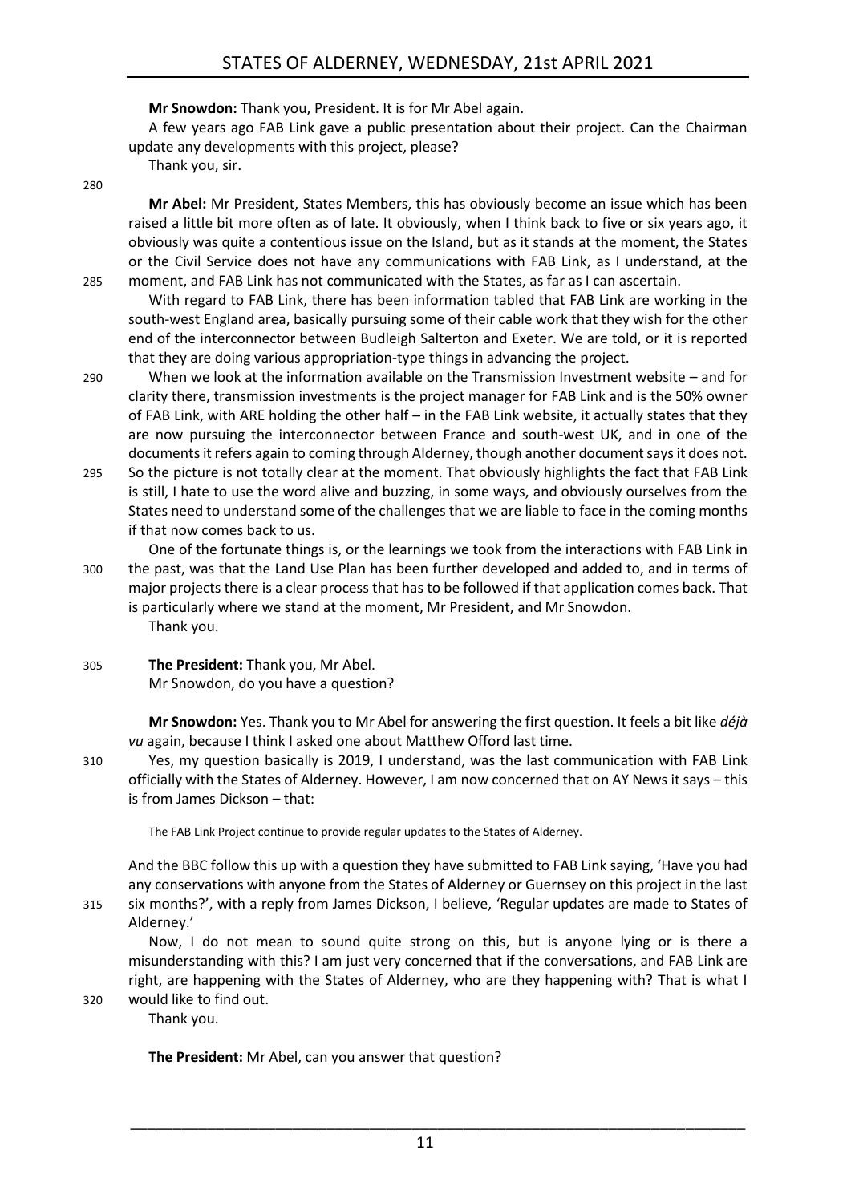**Mr Snowdon:** Thank you, President. It is for Mr Abel again.

A few years ago FAB Link gave a public presentation about their project. Can the Chairman update any developments with this project, please?

Thank you, sir.

**Mr Abel:** Mr President, States Members, this has obviously become an issue which has been raised a little bit more often as of late. It obviously, when I think back to five or six years ago, it obviously was quite a contentious issue on the Island, but as it stands at the moment, the States or the Civil Service does not have any communications with FAB Link, as I understand, at the moment, and FAB Link has not communicated with the States, as far as I can ascertain.

With regard to FAB Link, there has been information tabled that FAB Link are working in the south-west England area, basically pursuing some of their cable work that they wish for the other end of the interconnector between Budleigh Salterton and Exeter. We are told, or it is reported that they are doing various appropriation-type things in advancing the project.

When we look at the information available on the Transmission Investment website – and for clarity there, transmission investments is the project manager for FAB Link and is the 50% owner of FAB Link, with ARE holding the other half – in the FAB Link website, it actually states that they are now pursuing the interconnector between France and south-west UK, and in one of the documents it refers again to coming through Alderney, though another document says it does not. So the picture is not totally clear at the moment. That obviously highlights the fact that FAB Link is still, I hate to use the word alive and buzzing, in some ways, and obviously ourselves from the States need to understand some of the challenges that we are liable to face in the coming months if that now comes back to us.

One of the fortunate things is, or the learnings we took from the interactions with FAB Link in the past, was that the Land Use Plan has been further developed and added to, and in terms of major projects there is a clear process that has to be followed if that application comes back. That is particularly where we stand at the moment, Mr President, and Mr Snowdon.

Thank you.

**The President:** Thank you, Mr Abel.

Mr Snowdon, do you have a question?

**Mr Snowdon:** Yes. Thank you to Mr Abel for answering the first question. It feels a bit like *déjà vu* again, because I think I asked one about Matthew Offord last time.

Yes, my question basically is 2019, I understand, was the last communication with FAB Link officially with the States of Alderney. However, I am now concerned that on AY News it says – this is from James Dickson – that:

> The FAB Link Project continue to provide regular updates to the States of Alderney.

And the BBC follow this up with a question they have submitted to FAB Link saying, 'Have you had any conservations with anyone from the States of Alderney or Guernsey on this project in the last six months?', with a reply from James Dickson, I believe, 'Regular updates are made to States of Alderney.'

Now, I do not mean to sound quite strong on this, but is anyone lying or is there a misunderstanding with this? I am just very concerned that if the conversations, and FAB Link are right, are happening with the States of Alderney, who are they happening with? That is what I would like to find out.

Thank you.

**The President:** Mr Abel, can you answer that question?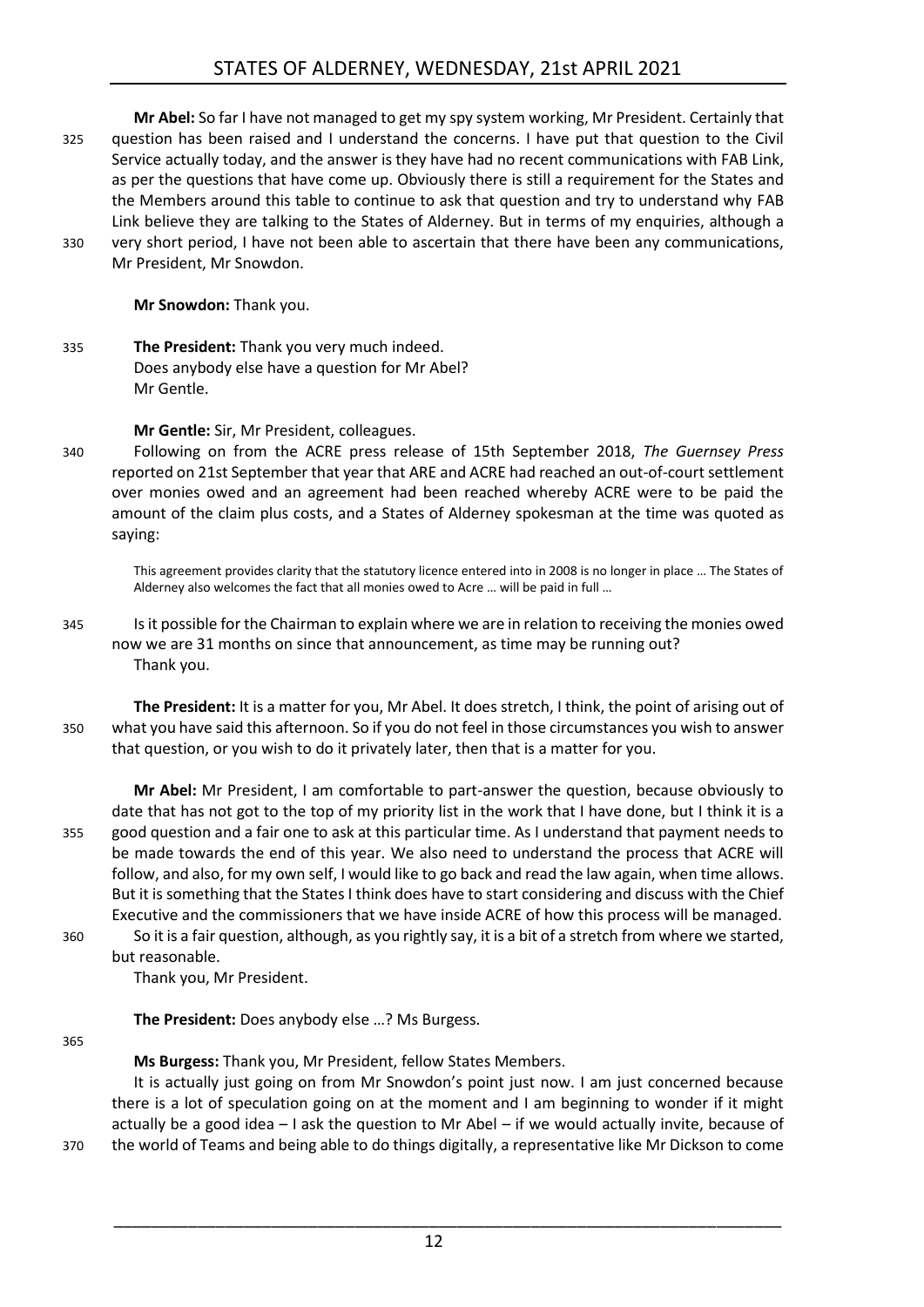**Mr Abel:** So far I have not managed to get my spy system working, Mr President. Certainly that question has been raised and I understand the concerns. I have put that question to the Civil Service actually today, and the answer is they have had no recent communications with FAB Link, as per the questions that have come up. Obviously there is still a requirement for the States and the Members around this table to continue to ask that question and try to understand why FAB Link believe they are talking to the States of Alderney. But in terms of my enquiries, although a very short period, I have not been able to ascertain that there have been any communications, Mr President, Mr Snowdon.

**Mr Snowdon:** Thank you.

**The President:** Thank you very much indeed.

Does anybody else have a question for Mr Abel?

Mr Gentle.

**Mr Gentle:** Sir, Mr President, colleagues.

Following on from the ACRE press release of 15th September 2018, *The Guernsey Press* reported on 21st September that year that ARE and ACRE had reached an out-of-court settlement over monies owed and an agreement had been reached whereby ACRE were to be paid the amount of the claim plus costs, and a States of Alderney spokesman at the time was quoted as saying:

> This agreement provides clarity that the statutory licence entered into in 2008 is no longer in place … The States of Alderney also welcomes the fact that all monies owed to Acre … will be paid in full …

Is it possible for the Chairman to explain where we are in relation to receiving the monies owed now we are 31 months on since that announcement, as time may be running out?

Thank you.

**The President:** It is a matter for you, Mr Abel. It does stretch, I think, the point of arising out of what you have said this afternoon. So if you do not feel in those circumstances you wish to answer that question, or you wish to do it privately later, then that is a matter for you.

**Mr Abel:** Mr President, I am comfortable to part-answer the question, because obviously to date that has not got to the top of my priority list in the work that I have done, but I think it is a good question and a fair one to ask at this particular time. As I understand that payment needs to be made towards the end of this year. We also need to understand the process that ACRE will follow, and also, for my own self, I would like to go back and read the law again, when time allows. But it is something that the States I think does have to start considering and discuss with the Chief Executive and the commissioners that we have inside ACRE of how this process will be managed.

So it is a fair question, although, as you rightly say, it is a bit of a stretch from where we started, but reasonable.

Thank you, Mr President.

**The President:** Does anybody else …? Ms Burgess.

**Ms Burgess:** Thank you, Mr President, fellow States Members.

It is actually just going on from Mr Snowdon's point just now. I am just concerned because there is a lot of speculation going on at the moment and I am beginning to wonder if it might actually be a good idea – I ask the question to Mr Abel – if we would actually invite, because of the world of Teams and being able to do things digitally, a representative like Mr Dickson to come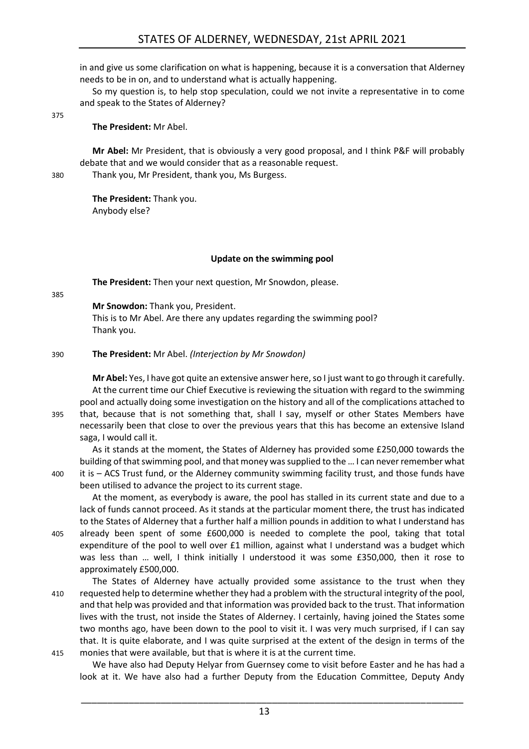in and give us some clarification on what is happening, because it is a conversation that Alderney needs to be in on, and to understand what is actually happening.

So my question is, to help stop speculation, could we not invite a representative in to come and speak to the States of Alderney?

**The President:** Mr Abel.

**Mr Abel:** Mr President, that is obviously a very good proposal, and I think P&F will probably debate that and we would consider that as a reasonable request.

Thank you, Mr President, thank you, Ms Burgess.

**The President:** Thank you.

Anybody else?

### Update on the swimming pool

**The President:** Then your next question, Mr Snowdon, please.

**Mr Snowdon:** Thank you, President.

This is to Mr Abel. Are there any updates regarding the swimming pool?

Thank you.

**The President:** Mr Abel. *(Interjection by Mr Snowdon)*

**Mr Abel:** Yes, I have got quite an extensive answer here, so I just want to go through it carefully.

At the current time our Chief Executive is reviewing the situation with regard to the swimming pool and actually doing some investigation on the history and all of the complications attached to that, because that is not something that, shall I say, myself or other States Members have necessarily been that close to over the previous years that this has become an extensive Island saga, I would call it.

As it stands at the moment, the States of Alderney has provided some £250,000 towards the building of that swimming pool, and that money was supplied to the … I can never remember what it is – ACS Trust fund, or the Alderney community swimming facility trust, and those funds have been utilised to advance the project to its current stage.

At the moment, as everybody is aware, the pool has stalled in its current state and due to a lack of funds cannot proceed. As it stands at the particular moment there, the trust has indicated to the States of Alderney that a further half a million pounds in addition to what I understand has already been spent of some £600,000 is needed to complete the pool, taking that total expenditure of the pool to well over £1 million, against what I understand was a budget which was less than … well, I think initially I understood it was some £350,000, then it rose to approximately £500,000.

The States of Alderney have actually provided some assistance to the trust when they requested help to determine whether they had a problem with the structural integrity of the pool, and that help was provided and that information was provided back to the trust. That information lives with the trust, not inside the States of Alderney. I certainly, having joined the States some two months ago, have been down to the pool to visit it. I was very much surprised, if I can say that. It is quite elaborate, and I was quite surprised at the extent of the design in terms of the monies that were available, but that is where it is at the current time.

We have also had Deputy Helyar from Guernsey come to visit before Easter and he has had a look at it. We have also had a further Deputy from the Education Committee, Deputy Andy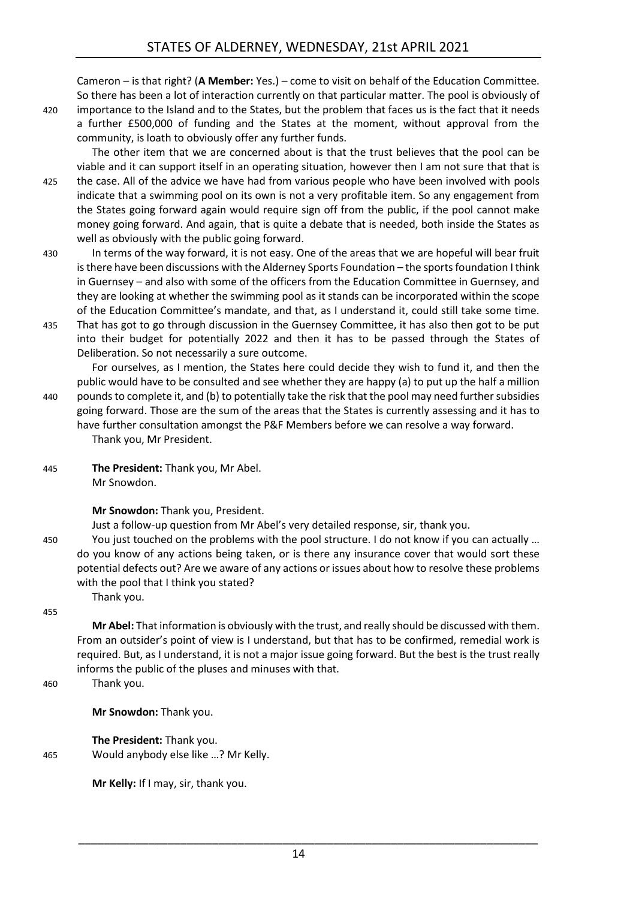Cameron – is that right? (**A Member:** Yes.) – come to visit on behalf of the Education Committee. So there has been a lot of interaction currently on that particular matter. The pool is obviously of importance to the Island and to the States, but the problem that faces us is the fact that it needs a further £500,000 of funding and the States at the moment, without approval from the community, is loath to obviously offer any further funds.

The other item that we are concerned about is that the trust believes that the pool can be viable and it can support itself in an operating situation, however then I am not sure that that is the case. All of the advice we have had from various people who have been involved with pools indicate that a swimming pool on its own is not a very profitable item. So any engagement from the States going forward again would require sign off from the public, if the pool cannot make money going forward. And again, that is quite a debate that is needed, both inside the States as well as obviously with the public going forward.

In terms of the way forward, it is not easy. One of the areas that we are hopeful will bear fruit is there have been discussions with the Alderney Sports Foundation – the sports foundation I think in Guernsey – and also with some of the officers from the Education Committee in Guernsey, and they are looking at whether the swimming pool as it stands can be incorporated within the scope of the Education Committee's mandate, and that, as I understand it, could still take some time. That has got to go through discussion in the Guernsey Committee, it has also then got to be put into their budget for potentially 2022 and then it has to be passed through the States of Deliberation. So not necessarily a sure outcome.

For ourselves, as I mention, the States here could decide they wish to fund it, and then the public would have to be consulted and see whether they are happy (a) to put up the half a million pounds to complete it, and (b) to potentially take the risk that the pool may need further subsidies going forward. Those are the sum of the areas that the States is currently assessing and it has to have further consultation amongst the P&F Members before we can resolve a way forward.

Thank you, Mr President.

**The President:** Thank you, Mr Abel.

Mr Snowdon.

**Mr Snowdon:** Thank you, President.

Just a follow-up question from Mr Abel's very detailed response, sir, thank you.

You just touched on the problems with the pool structure. I do not know if you can actually … do you know of any actions being taken, or is there any insurance cover that would sort these potential defects out? Are we aware of any actions or issues about how to resolve these problems with the pool that I think you stated?

Thank you.

**Mr Abel:** That information is obviously with the trust, and really should be discussed with them. From an outsider's point of view is I understand, but that has to be confirmed, remedial work is required. But, as I understand, it is not a major issue going forward. But the best is the trust really informs the public of the pluses and minuses with that.

Thank you.

**Mr Snowdon:** Thank you.

**The President:** Thank you.

Would anybody else like …? Mr Kelly.

**Mr Kelly:** If I may, sir, thank you.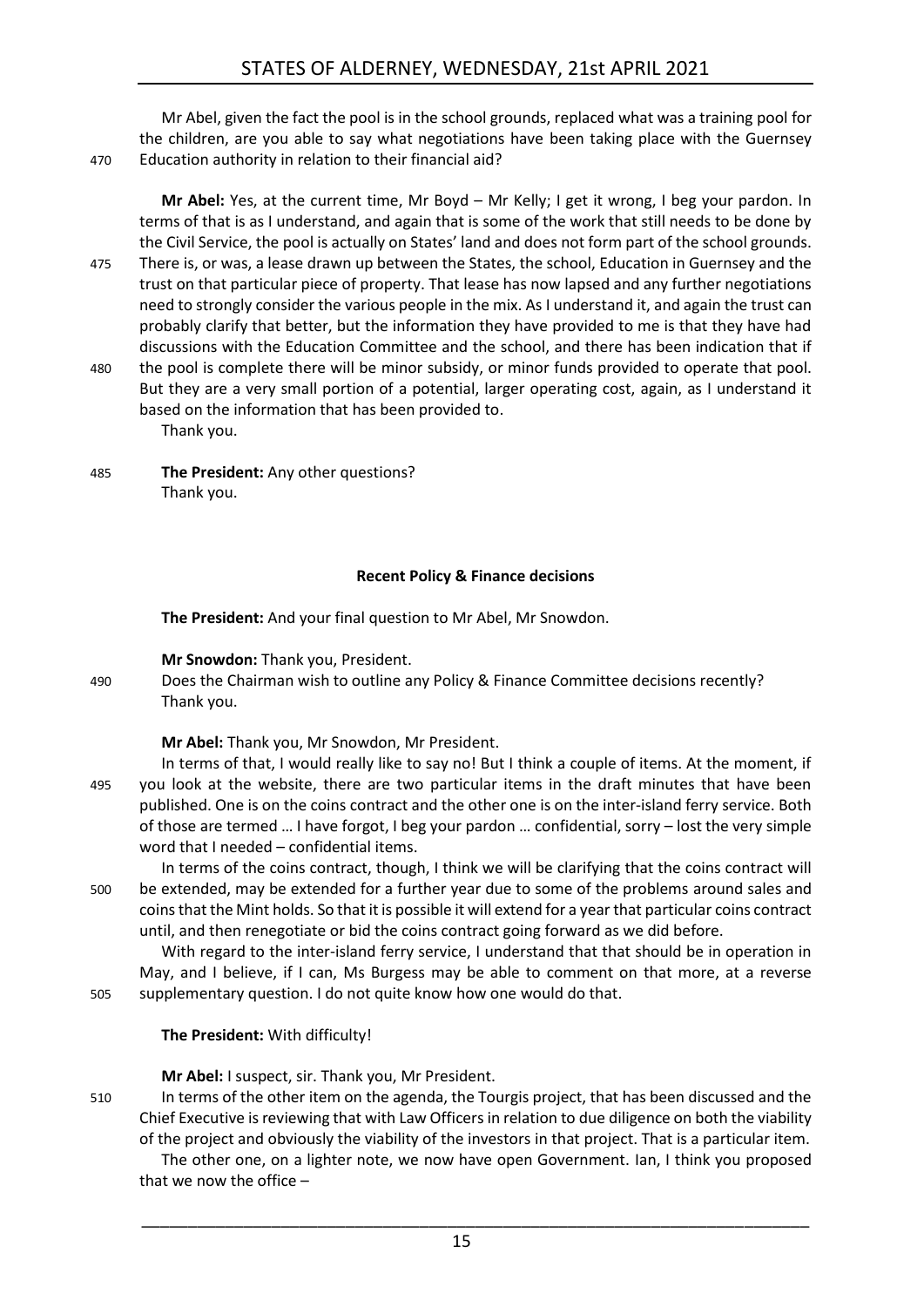Mr Abel, given the fact the pool is in the school grounds, replaced what was a training pool for the children, are you able to say what negotiations have been taking place with the Guernsey Education authority in relation to their financial aid?

**Mr Abel:** Yes, at the current time, Mr Boyd – Mr Kelly; I get it wrong, I beg your pardon. In terms of that is as I understand, and again that is some of the work that still needs to be done by the Civil Service, the pool is actually on States' land and does not form part of the school grounds. There is, or was, a lease drawn up between the States, the school, Education in Guernsey and the trust on that particular piece of property. That lease has now lapsed and any further negotiations need to strongly consider the various people in the mix. As I understand it, and again the trust can probably clarify that better, but the information they have provided to me is that they have had discussions with the Education Committee and the school, and there has been indication that if the pool is complete there will be minor subsidy, or minor funds provided to operate that pool. But they are a very small portion of a potential, larger operating cost, again, as I understand it based on the information that has been provided to.

Thank you.

**The President:** Any other questions?

Thank you.

## Recent Policy & Finance decisions

**The President:** And your final question to Mr Abel, Mr Snowdon.

**Mr Snowdon:** Thank you, President.

Does the Chairman wish to outline any Policy & Finance Committee decisions recently?

Thank you.

**Mr Abel:** Thank you, Mr Snowdon, Mr President.

In terms of that, I would really like to say no! But I think a couple of items. At the moment, if you look at the website, there are two particular items in the draft minutes that have been published. One is on the coins contract and the other one is on the inter-island ferry service. Both of those are termed … I have forgot, I beg your pardon … confidential, sorry – lost the very simple word that I needed – confidential items.

In terms of the coins contract, though, I think we will be clarifying that the coins contract will be extended, may be extended for a further year due to some of the problems around sales and coins that the Mint holds. So that it is possible it will extend for a year that particular coins contract until, and then renegotiate or bid the coins contract going forward as we did before.

With regard to the inter-island ferry service, I understand that that should be in operation in May, and I believe, if I can, Ms Burgess may be able to comment on that more, at a reverse supplementary question. I do not quite know how one would do that.

**The President:** With difficulty!

**Mr Abel:** I suspect, sir. Thank you, Mr President.

In terms of the other item on the agenda, the Tourgis project, that has been discussed and the Chief Executive is reviewing that with Law Officers in relation to due diligence on both the viability of the project and obviously the viability of the investors in that project. That is a particular item.

The other one, on a lighter note, we now have open Government. Ian, I think you proposed that we now the office –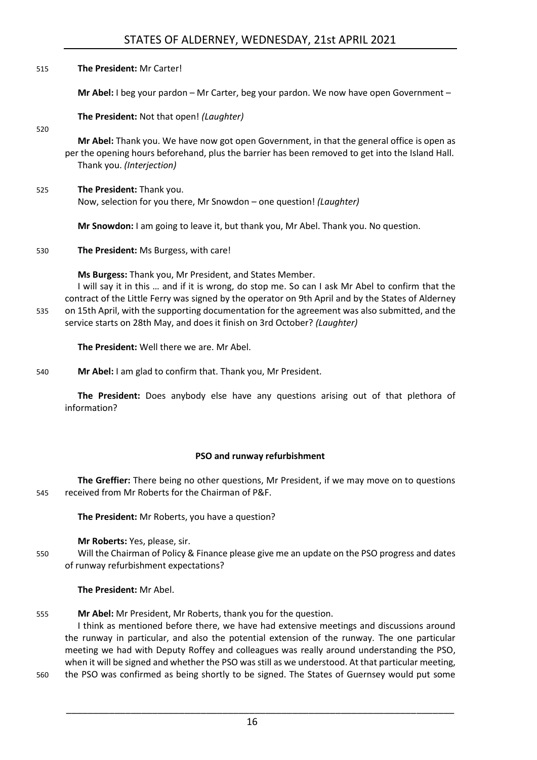**The President:** Mr Carter!

**Mr Abel:** I beg your pardon – Mr Carter, beg your pardon. We now have open Government –

**The President:** Not that open! *(Laughter)*

**Mr Abel:** Thank you. We have now got open Government, in that the general office is open as per the opening hours beforehand, plus the barrier has been removed to get into the Island Hall. Thank you. *(Interjection)*

**The President:** Thank you.
Now, selection for you there, Mr Snowdon – one question! *(Laughter)*

**Mr Snowdon:** I am going to leave it, but thank you, Mr Abel. Thank you. No question.

**The President:** Ms Burgess, with care!

**Ms Burgess:** Thank you, Mr President, and States Member.
I will say it in this … and if it is wrong, do stop me. So can I ask Mr Abel to confirm that the contract of the Little Ferry was signed by the operator on 9th April and by the States of Alderney on 15th April, with the supporting documentation for the agreement was also submitted, and the service starts on 28th May, and does it finish on 3rd October? *(Laughter)*

**The President:** Well there we are. Mr Abel.

**Mr Abel:** I am glad to confirm that. Thank you, Mr President.

**The President:** Does anybody else have any questions arising out of that plethora of information?

### PSO and runway refurbishment

**The Greffier:** There being no other questions, Mr President, if we may move on to questions received from Mr Roberts for the Chairman of P&F.

**The President:** Mr Roberts, you have a question?

**Mr Roberts:** Yes, please, sir.
Will the Chairman of Policy & Finance please give me an update on the PSO progress and dates of runway refurbishment expectations?

**The President:** Mr Abel.

**Mr Abel:** Mr President, Mr Roberts, thank you for the question.
I think as mentioned before there, we have had extensive meetings and discussions around the runway in particular, and also the potential extension of the runway. The one particular meeting we had with Deputy Roffey and colleagues was really around understanding the PSO, when it will be signed and whether the PSO was still as we understood. At that particular meeting, the PSO was confirmed as being shortly to be signed. The States of Guernsey would put some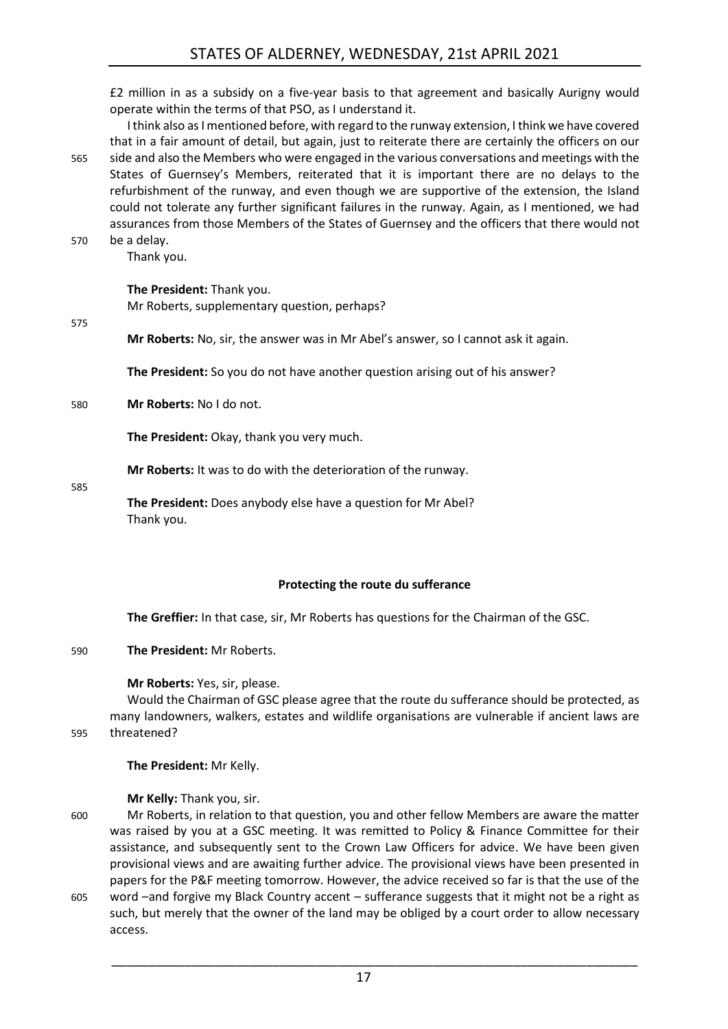£2 million in as a subsidy on a five-year basis to that agreement and basically Aurigny would operate within the terms of that PSO, as I understand it.

I think also as I mentioned before, with regard to the runway extension, I think we have covered that in a fair amount of detail, but again, just to reiterate there are certainly the officers on our side and also the Members who were engaged in the various conversations and meetings with the States of Guernsey's Members, reiterated that it is important there are no delays to the refurbishment of the runway, and even though we are supportive of the extension, the Island could not tolerate any further significant failures in the runway. Again, as I mentioned, we had assurances from those Members of the States of Guernsey and the officers that there would not be a delay.

Thank you.

**The President:** Thank you.

Mr Roberts, supplementary question, perhaps?

**Mr Roberts:** No, sir, the answer was in Mr Abel's answer, so I cannot ask it again.

**The President:** So you do not have another question arising out of his answer?

**Mr Roberts:** No I do not.

**The President:** Okay, thank you very much.

**Mr Roberts:** It was to do with the deterioration of the runway.

**The President:** Does anybody else have a question for Mr Abel?

Thank you.

## Protecting the route du sufferance

**The Greffier:** In that case, sir, Mr Roberts has questions for the Chairman of the GSC.

**The President:** Mr Roberts.

**Mr Roberts:** Yes, sir, please.

Would the Chairman of GSC please agree that the route du sufferance should be protected, as many landowners, walkers, estates and wildlife organisations are vulnerable if ancient laws are threatened?

**The President:** Mr Kelly.

**Mr Kelly:** Thank you, sir.

Mr Roberts, in relation to that question, you and other fellow Members are aware the matter was raised by you at a GSC meeting. It was remitted to Policy & Finance Committee for their assistance, and subsequently sent to the Crown Law Officers for advice. We have been given provisional views and are awaiting further advice. The provisional views have been presented in papers for the P&F meeting tomorrow. However, the advice received so far is that the use of the word –and forgive my Black Country accent – sufferance suggests that it might not be a right as such, but merely that the owner of the land may be obliged by a court order to allow necessary access.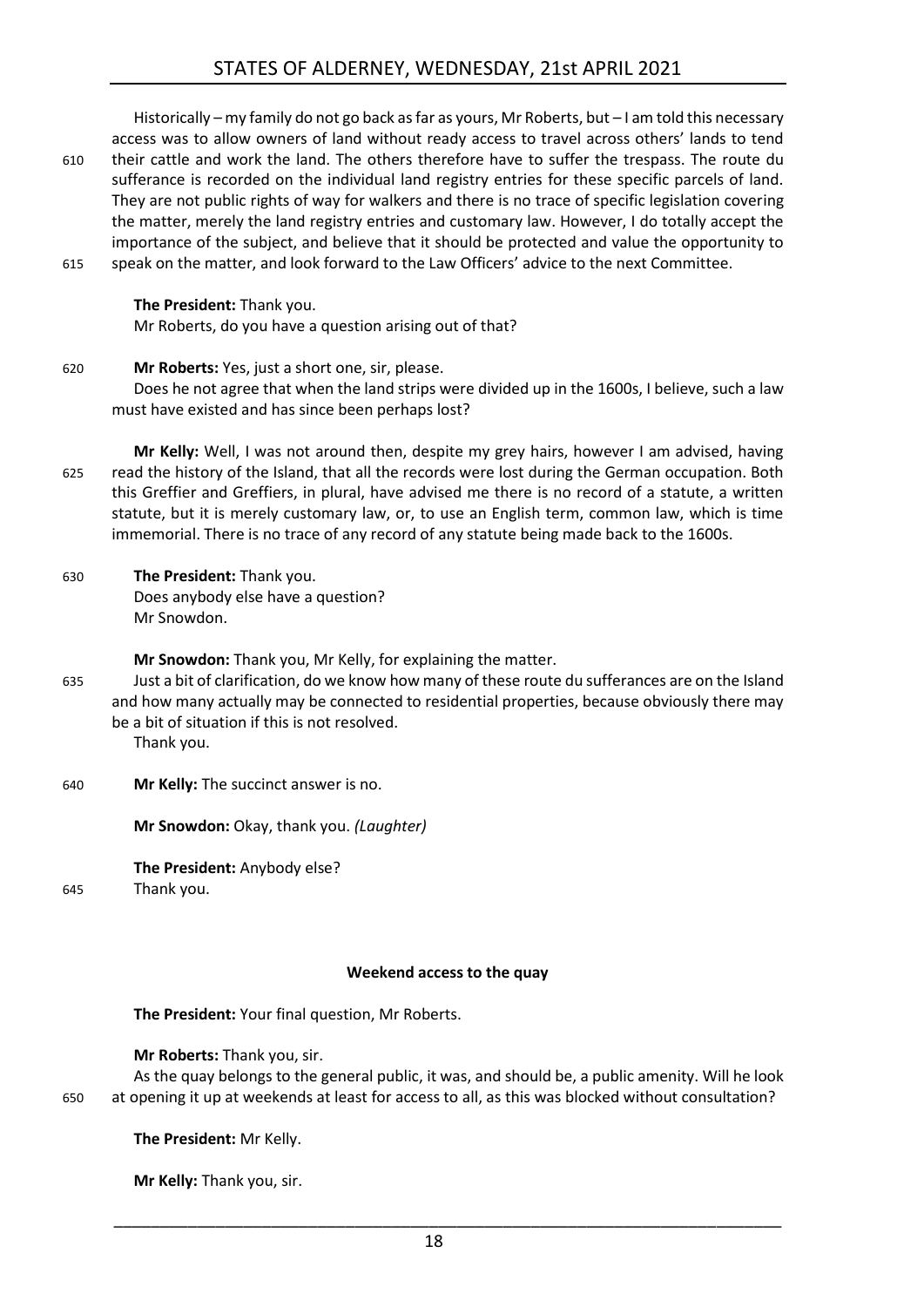Historically – my family do not go back as far as yours, Mr Roberts, but – I am told this necessary access was to allow owners of land without ready access to travel across others' lands to tend their cattle and work the land. The others therefore have to suffer the trespass. The route du sufferance is recorded on the individual land registry entries for these specific parcels of land. They are not public rights of way for walkers and there is no trace of specific legislation covering the matter, merely the land registry entries and customary law. However, I do totally accept the importance of the subject, and believe that it should be protected and value the opportunity to speak on the matter, and look forward to the Law Officers' advice to the next Committee.

**The President:** Thank you.
Mr Roberts, do you have a question arising out of that?

**Mr Roberts:** Yes, just a short one, sir, please.
Does he not agree that when the land strips were divided up in the 1600s, I believe, such a law must have existed and has since been perhaps lost?

**Mr Kelly:** Well, I was not around then, despite my grey hairs, however I am advised, having read the history of the Island, that all the records were lost during the German occupation. Both this Greffier and Greffiers, in plural, have advised me there is no record of a statute, a written statute, but it is merely customary law, or, to use an English term, common law, which is time immemorial. There is no trace of any record of any statute being made back to the 1600s.

**The President:** Thank you.
Does anybody else have a question?
Mr Snowdon.

**Mr Snowdon:** Thank you, Mr Kelly, for explaining the matter.
Just a bit of clarification, do we know how many of these route du sufferances are on the Island and how many actually may be connected to residential properties, because obviously there may be a bit of situation if this is not resolved.
Thank you.

**Mr Kelly:** The succinct answer is no.

**Mr Snowdon:** Okay, thank you. *(Laughter)*

**The President:** Anybody else?
Thank you.

### Weekend access to the quay

**The President:** Your final question, Mr Roberts.

**Mr Roberts:** Thank you, sir.
As the quay belongs to the general public, it was, and should be, a public amenity. Will he look at opening it up at weekends at least for access to all, as this was blocked without consultation?

**The President:** Mr Kelly.

**Mr Kelly:** Thank you, sir.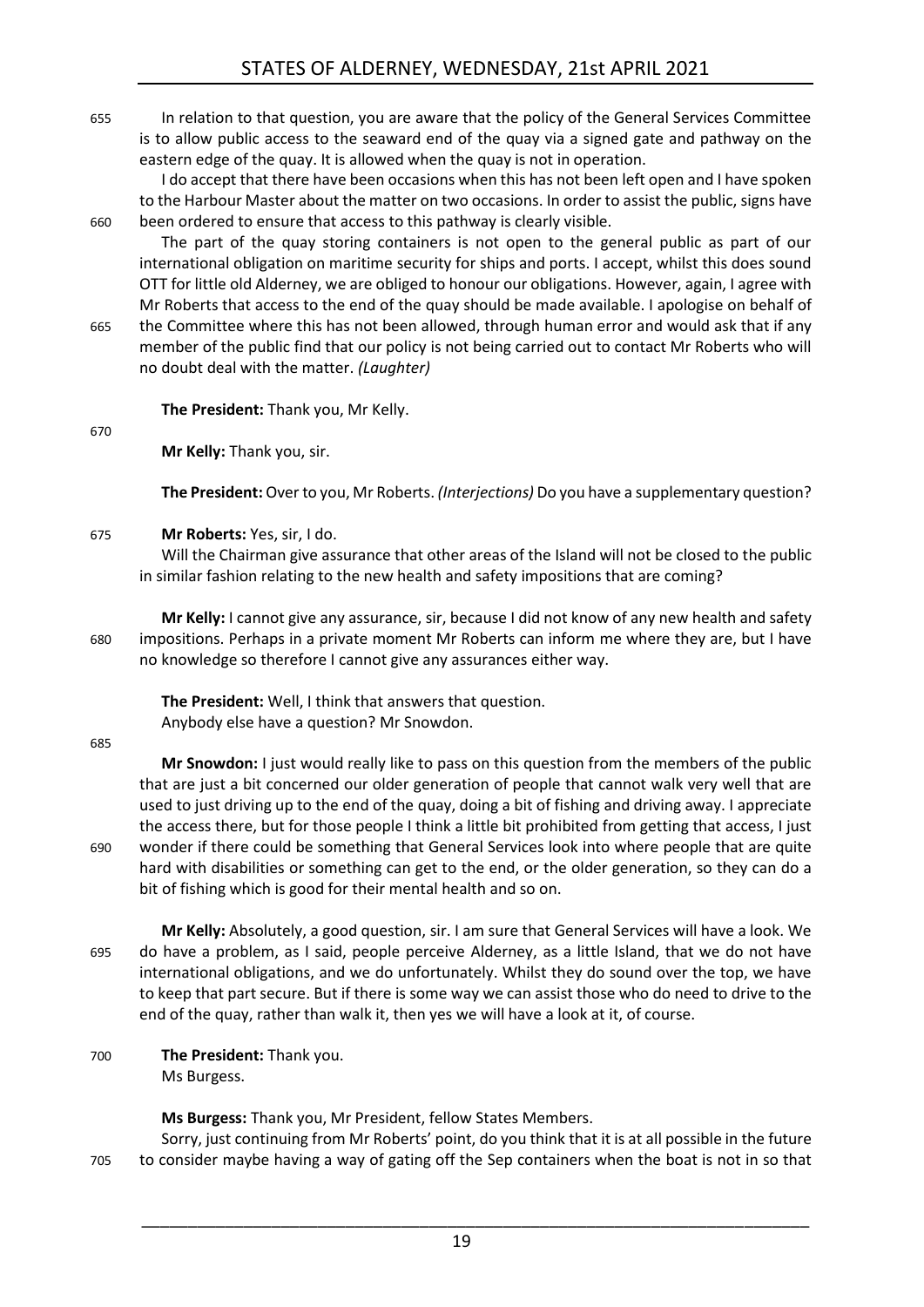In relation to that question, you are aware that the policy of the General Services Committee is to allow public access to the seaward end of the quay via a signed gate and pathway on the eastern edge of the quay. It is allowed when the quay is not in operation.

I do accept that there have been occasions when this has not been left open and I have spoken to the Harbour Master about the matter on two occasions. In order to assist the public, signs have been ordered to ensure that access to this pathway is clearly visible.

The part of the quay storing containers is not open to the general public as part of our international obligation on maritime security for ships and ports. I accept, whilst this does sound OTT for little old Alderney, we are obliged to honour our obligations. However, again, I agree with Mr Roberts that access to the end of the quay should be made available. I apologise on behalf of the Committee where this has not been allowed, through human error and would ask that if any member of the public find that our policy is not being carried out to contact Mr Roberts who will no doubt deal with the matter. *(Laughter)*

**The President:** Thank you, Mr Kelly.

**Mr Kelly:** Thank you, sir.

**The President:** Over to you, Mr Roberts. *(Interjections)* Do you have a supplementary question?

**Mr Roberts:** Yes, sir, I do.

Will the Chairman give assurance that other areas of the Island will not be closed to the public in similar fashion relating to the new health and safety impositions that are coming?

**Mr Kelly:** I cannot give any assurance, sir, because I did not know of any new health and safety impositions. Perhaps in a private moment Mr Roberts can inform me where they are, but I have no knowledge so therefore I cannot give any assurances either way.

**The President:** Well, I think that answers that question.

Anybody else have a question? Mr Snowdon.

**Mr Snowdon:** I just would really like to pass on this question from the members of the public that are just a bit concerned our older generation of people that cannot walk very well that are used to just driving up to the end of the quay, doing a bit of fishing and driving away. I appreciate the access there, but for those people I think a little bit prohibited from getting that access, I just wonder if there could be something that General Services look into where people that are quite hard with disabilities or something can get to the end, or the older generation, so they can do a bit of fishing which is good for their mental health and so on.

**Mr Kelly:** Absolutely, a good question, sir. I am sure that General Services will have a look. We do have a problem, as I said, people perceive Alderney, as a little Island, that we do not have international obligations, and we do unfortunately. Whilst they do sound over the top, we have to keep that part secure. But if there is some way we can assist those who do need to drive to the end of the quay, rather than walk it, then yes we will have a look at it, of course.

**The President:** Thank you.

Ms Burgess.

**Ms Burgess:** Thank you, Mr President, fellow States Members.

Sorry, just continuing from Mr Roberts' point, do you think that it is at all possible in the future to consider maybe having a way of gating off the Sep containers when the boat is not in so that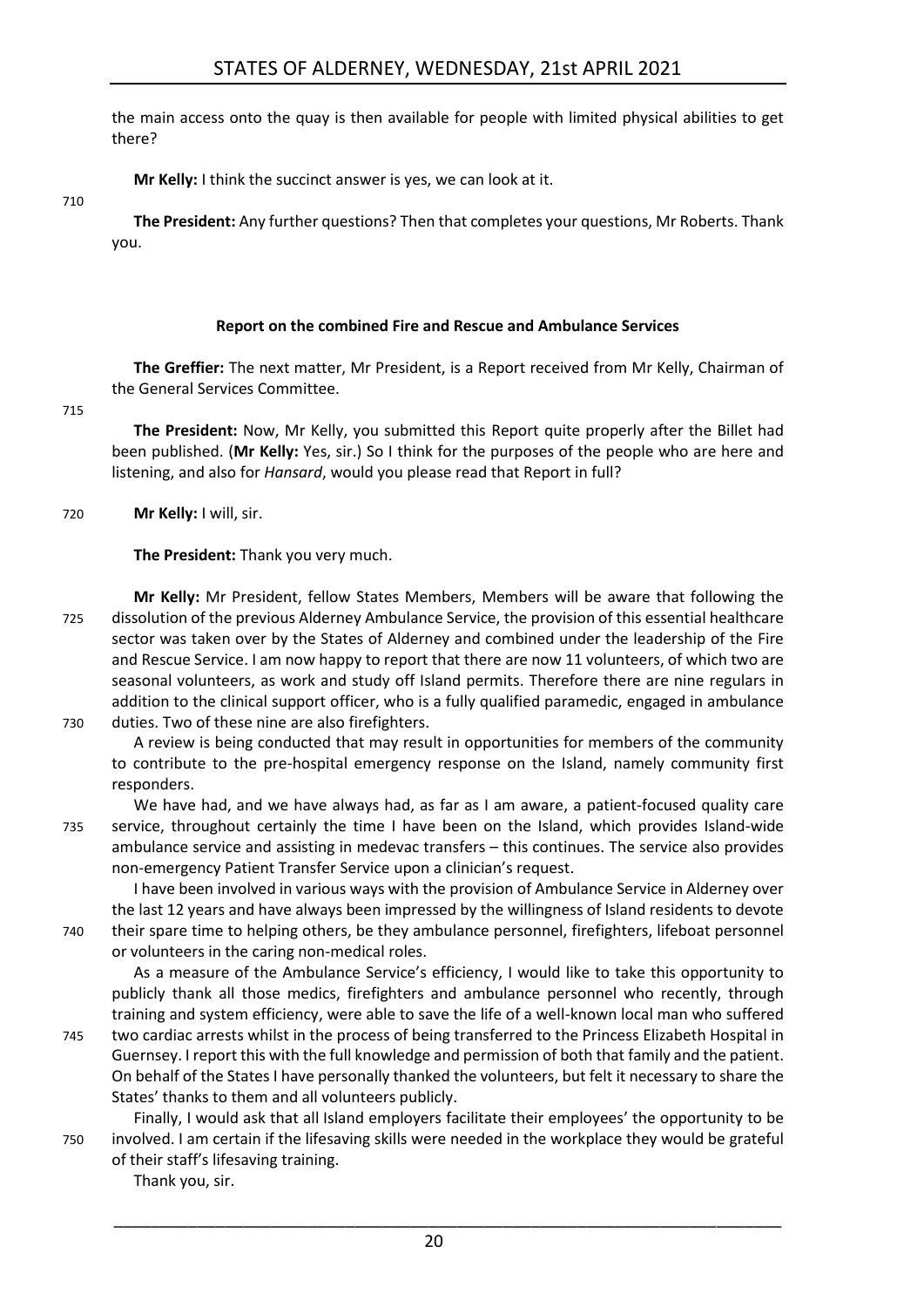the main access onto the quay is then available for people with limited physical abilities to get there?

**Mr Kelly:** I think the succinct answer is yes, we can look at it.

**The President:** Any further questions? Then that completes your questions, Mr Roberts. Thank you.

### Report on the combined Fire and Rescue and Ambulance Services

**The Greffier:** The next matter, Mr President, is a Report received from Mr Kelly, Chairman of the General Services Committee.

**The President:** Now, Mr Kelly, you submitted this Report quite properly after the Billet had been published. (**Mr Kelly:** Yes, sir.) So I think for the purposes of the people who are here and listening, and also for *Hansard*, would you please read that Report in full?

**Mr Kelly:** I will, sir.

**The President:** Thank you very much.

**Mr Kelly:** Mr President, fellow States Members, Members will be aware that following the dissolution of the previous Alderney Ambulance Service, the provision of this essential healthcare sector was taken over by the States of Alderney and combined under the leadership of the Fire and Rescue Service. I am now happy to report that there are now 11 volunteers, of which two are seasonal volunteers, as work and study off Island permits. Therefore there are nine regulars in addition to the clinical support officer, who is a fully qualified paramedic, engaged in ambulance duties. Two of these nine are also firefighters.

A review is being conducted that may result in opportunities for members of the community to contribute to the pre-hospital emergency response on the Island, namely community first responders.

We have had, and we have always had, as far as I am aware, a patient-focused quality care service, throughout certainly the time I have been on the Island, which provides Island-wide ambulance service and assisting in medevac transfers – this continues. The service also provides non-emergency Patient Transfer Service upon a clinician's request.

I have been involved in various ways with the provision of Ambulance Service in Alderney over the last 12 years and have always been impressed by the willingness of Island residents to devote their spare time to helping others, be they ambulance personnel, firefighters, lifeboat personnel or volunteers in the caring non-medical roles.

As a measure of the Ambulance Service's efficiency, I would like to take this opportunity to publicly thank all those medics, firefighters and ambulance personnel who recently, through training and system efficiency, were able to save the life of a well-known local man who suffered two cardiac arrests whilst in the process of being transferred to the Princess Elizabeth Hospital in Guernsey. I report this with the full knowledge and permission of both that family and the patient. On behalf of the States I have personally thanked the volunteers, but felt it necessary to share the States' thanks to them and all volunteers publicly.

Finally, I would ask that all Island employers facilitate their employees' the opportunity to be involved. I am certain if the lifesaving skills were needed in the workplace they would be grateful of their staff's lifesaving training.

Thank you, sir.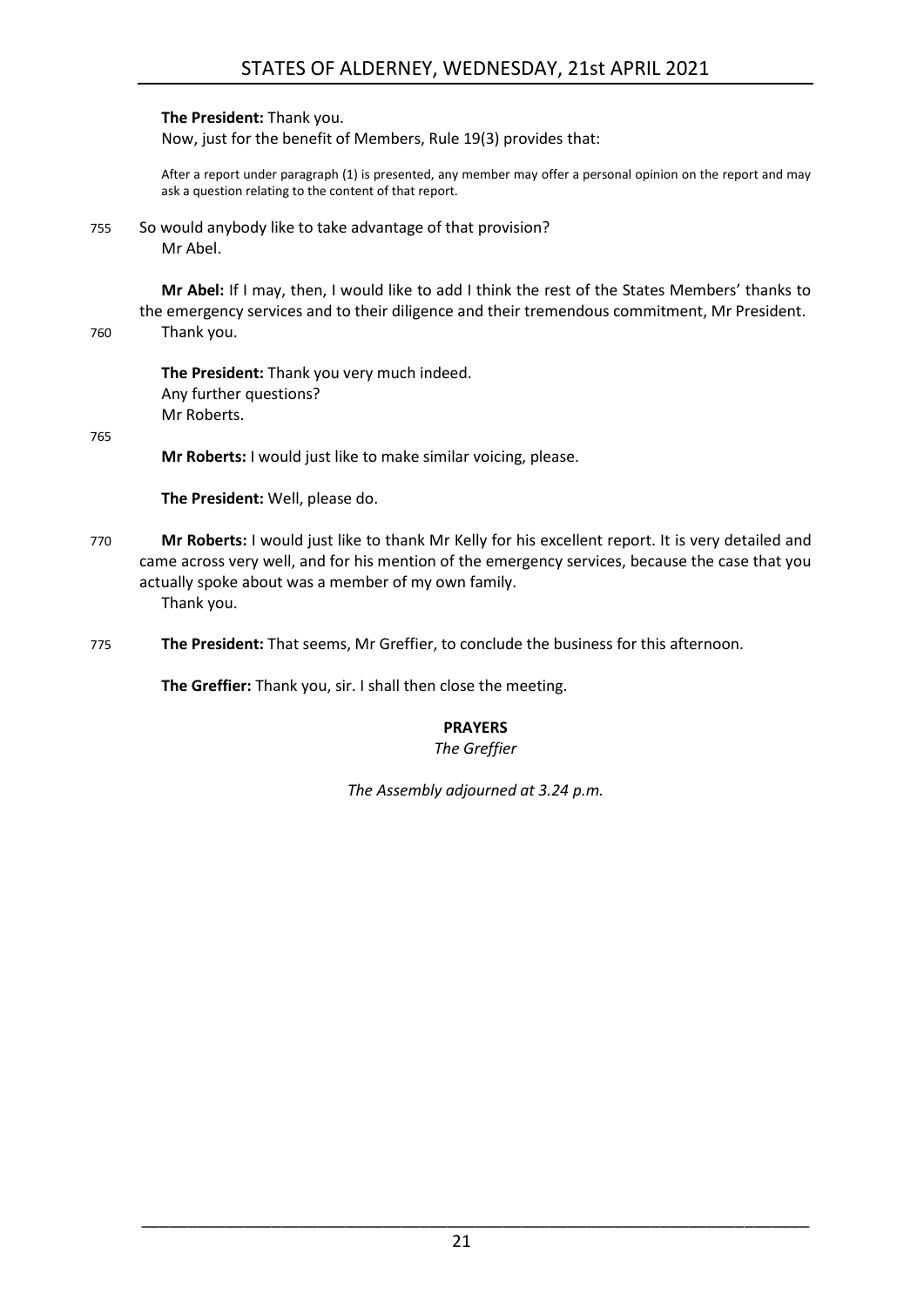**The President:** Thank you.

Now, just for the benefit of Members, Rule 19(3) provides that:

> After a report under paragraph (1) is presented, any member may offer a personal opinion on the report and may ask a question relating to the content of that report.

755 So would anybody like to take advantage of that provision?

Mr Abel.

**Mr Abel:** If I may, then, I would like to add I think the rest of the States Members' thanks to the emergency services and to their diligence and their tremendous commitment, Mr President.

760 Thank you.

**The President:** Thank you very much indeed.

Any further questions?

Mr Roberts.

765

**Mr Roberts:** I would just like to make similar voicing, please.

**The President:** Well, please do.

770 **Mr Roberts:** I would just like to thank Mr Kelly for his excellent report. It is very detailed and came across very well, and for his mention of the emergency services, because the case that you actually spoke about was a member of my own family.

Thank you.

775 **The President:** That seems, Mr Greffier, to conclude the business for this afternoon.

**The Greffier:** Thank you, sir. I shall then close the meeting.

**PRAYERS**

*The Greffier*

*The Assembly adjourned at 3.24 p.m.*